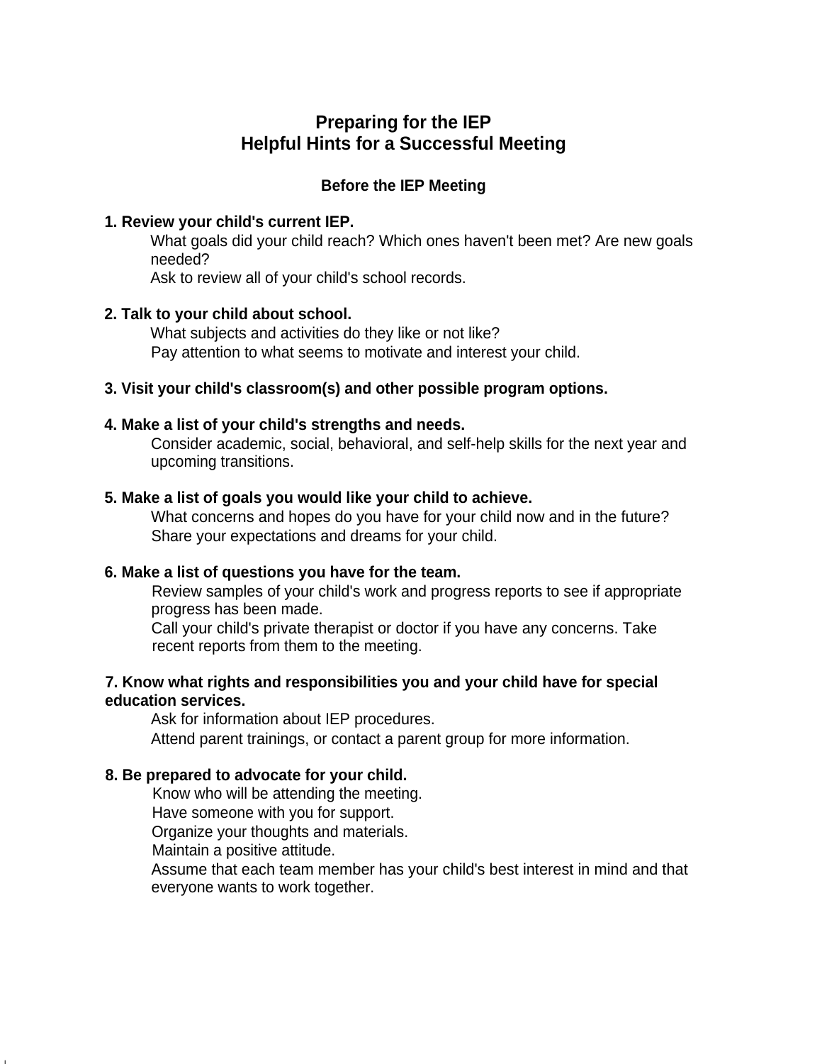# Preparing for the IEP
# Helpful Hints for a Successful Meeting

## Before the IEP Meeting

**1. Review your child's current IEP.**

What goals did your child reach? Which ones haven't been met? Are new goals needed?

Ask to review all of your child's school records.

**2. Talk to your child about school.**

What subjects and activities do they like or not like?

Pay attention to what seems to motivate and interest your child.

**3. Visit your child's classroom(s) and other possible program options.**

**4. Make a list of your child's strengths and needs.**

Consider academic, social, behavioral, and self-help skills for the next year and upcoming transitions.

**5. Make a list of goals you would like your child to achieve.**

What concerns and hopes do you have for your child now and in the future?

Share your expectations and dreams for your child.

**6. Make a list of questions you have for the team.**

Review samples of your child's work and progress reports to see if appropriate progress has been made.

Call your child's private therapist or doctor if you have any concerns. Take recent reports from them to the meeting.

**7. Know what rights and responsibilities you and your child have for special education services.**

Ask for information about IEP procedures.

Attend parent trainings, or contact a parent group for more information.

**8. Be prepared to advocate for your child.**

Know who will be attending the meeting.

Have someone with you for support.

Organize your thoughts and materials.

Maintain a positive attitude.

Assume that each team member has your child's best interest in mind and that everyone wants to work together.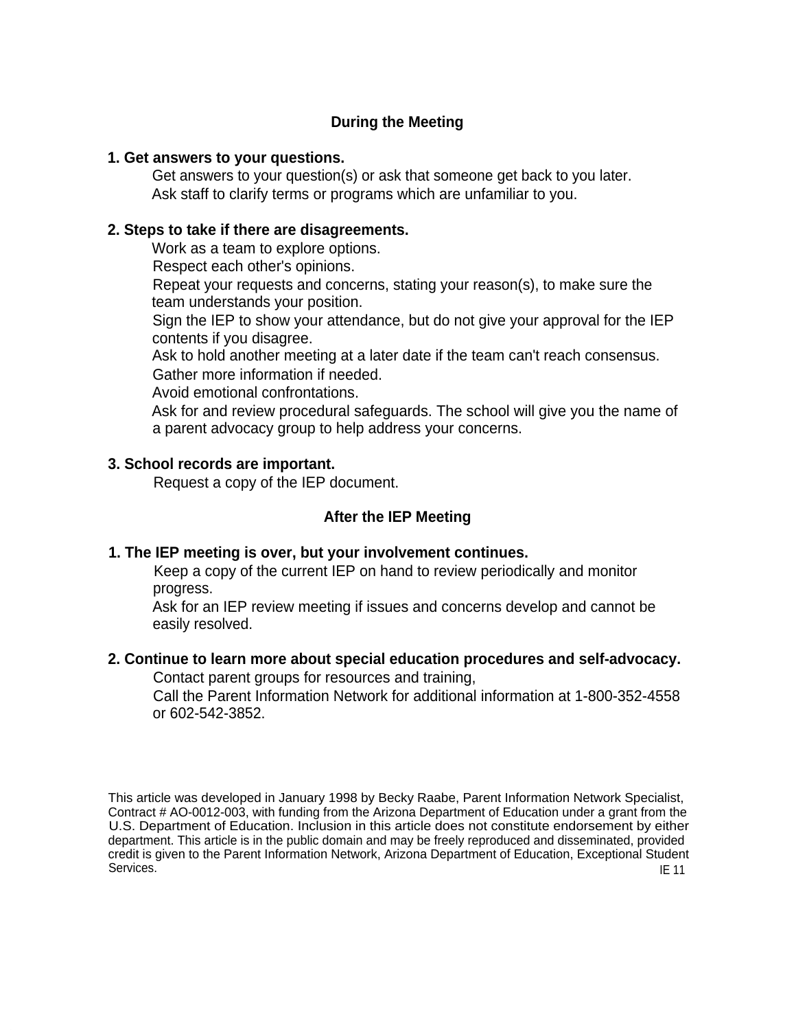## During the Meeting

**1. Get answers to your questions.**

Get answers to your question(s) or ask that someone get back to you later.
Ask staff to clarify terms or programs which are unfamiliar to you.

**2. Steps to take if there are disagreements.**

Work as a team to explore options.
Respect each other's opinions.
Repeat your requests and concerns, stating your reason(s), to make sure the team understands your position.
Sign the IEP to show your attendance, but do not give your approval for the IEP contents if you disagree.
Ask to hold another meeting at a later date if the team can't reach consensus.
Gather more information if needed.
Avoid emotional confrontations.
Ask for and review procedural safeguards. The school will give you the name of a parent advocacy group to help address your concerns.

**3. School records are important.**

Request a copy of the IEP document.

## After the IEP Meeting

**1. The IEP meeting is over, but your involvement continues.**

Keep a copy of the current IEP on hand to review periodically and monitor progress.
Ask for an IEP review meeting if issues and concerns develop and cannot be easily resolved.

**2. Continue to learn more about special education procedures and self-advocacy.**

Contact parent groups for resources and training,
Call the Parent Information Network for additional information at 1-800-352-4558 or 602-542-3852.

This article was developed in January 1998 by Becky Raabe, Parent Information Network Specialist, Contract # AO-0012-003, with funding from the Arizona Department of Education under a grant from the U.S. Department of Education. Inclusion in this article does not constitute endorsement by either department. This article is in the public domain and may be freely reproduced and disseminated, provided credit is given to the Parent Information Network, Arizona Department of Education, Exceptional Student Services.

IE 11